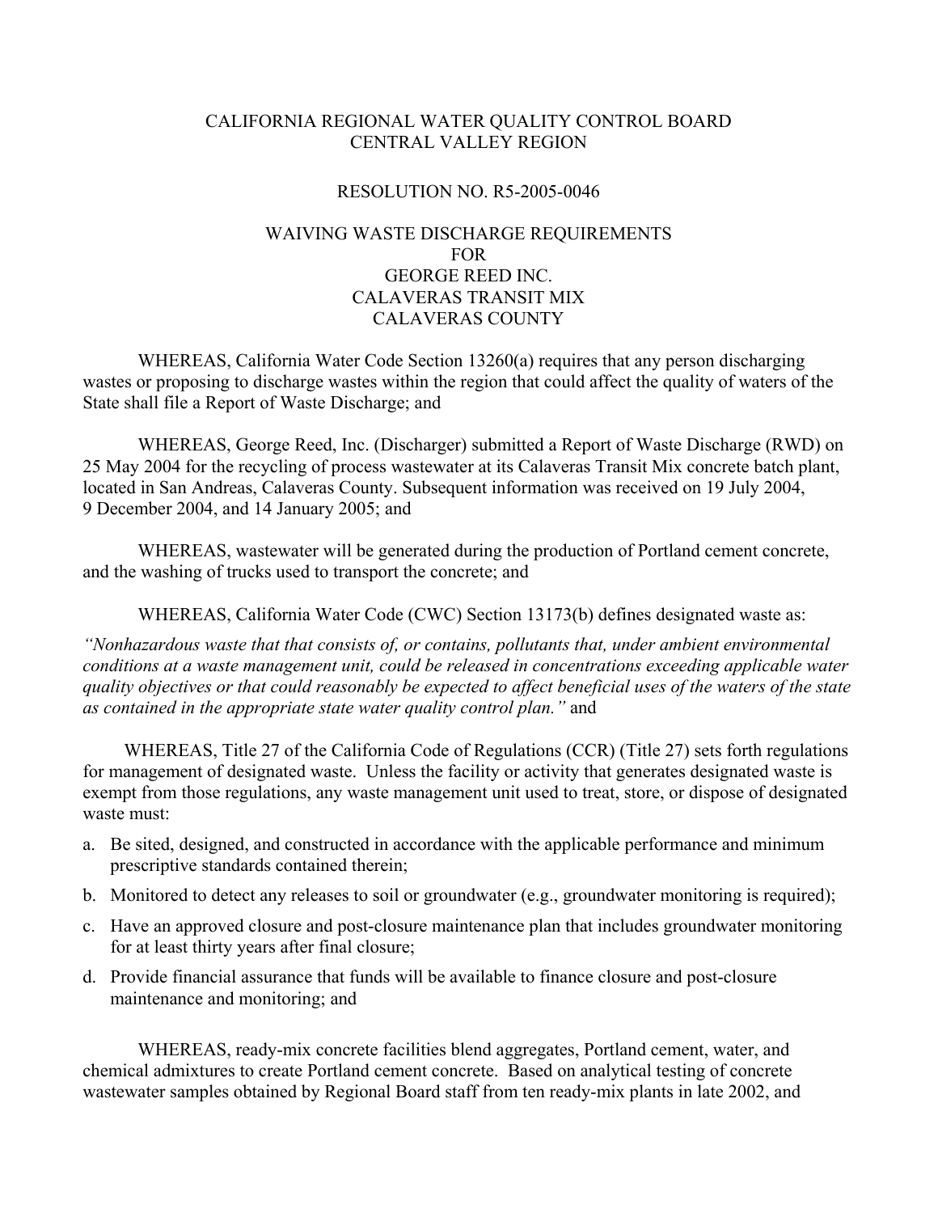CALIFORNIA REGIONAL WATER QUALITY CONTROL BOARD
CENTRAL VALLEY REGION

RESOLUTION NO. R5-2005-0046

WAIVING WASTE DISCHARGE REQUIREMENTS
FOR
GEORGE REED INC.
CALAVERAS TRANSIT MIX
CALAVERAS COUNTY

WHEREAS, California Water Code Section 13260(a) requires that any person discharging wastes or proposing to discharge wastes within the region that could affect the quality of waters of the State shall file a Report of Waste Discharge; and

WHEREAS, George Reed, Inc. (Discharger) submitted a Report of Waste Discharge (RWD) on 25 May 2004 for the recycling of process wastewater at its Calaveras Transit Mix concrete batch plant, located in San Andreas, Calaveras County. Subsequent information was received on 19 July 2004, 9 December 2004, and 14 January 2005; and

WHEREAS, wastewater will be generated during the production of Portland cement concrete, and the washing of trucks used to transport the concrete; and

WHEREAS, California Water Code (CWC) Section 13173(b) defines designated waste as:

*"Nonhazardous waste that that consists of, or contains, pollutants that, under ambient environmental conditions at a waste management unit, could be released in concentrations exceeding applicable water quality objectives or that could reasonably be expected to affect beneficial uses of the waters of the state as contained in the appropriate state water quality control plan."* and

WHEREAS, Title 27 of the California Code of Regulations (CCR) (Title 27) sets forth regulations for management of designated waste. Unless the facility or activity that generates designated waste is exempt from those regulations, any waste management unit used to treat, store, or dispose of designated waste must:

a. Be sited, designed, and constructed in accordance with the applicable performance and minimum prescriptive standards contained therein;
b. Monitored to detect any releases to soil or groundwater (e.g., groundwater monitoring is required);
c. Have an approved closure and post-closure maintenance plan that includes groundwater monitoring for at least thirty years after final closure;
d. Provide financial assurance that funds will be available to finance closure and post-closure maintenance and monitoring; and

WHEREAS, ready-mix concrete facilities blend aggregates, Portland cement, water, and chemical admixtures to create Portland cement concrete. Based on analytical testing of concrete wastewater samples obtained by Regional Board staff from ten ready-mix plants in late 2002, and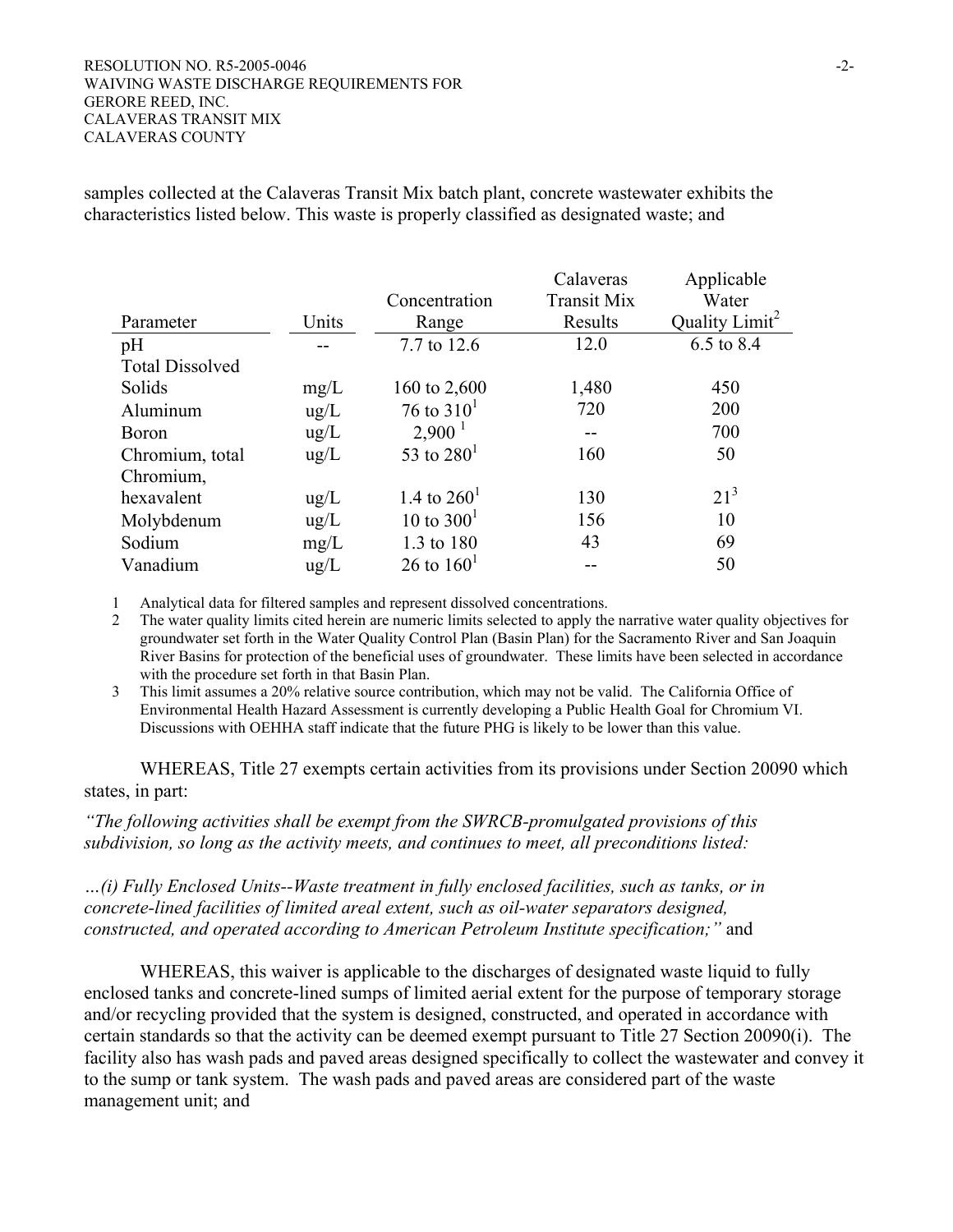samples collected at the Calaveras Transit Mix batch plant, concrete wastewater exhibits the characteristics listed below. This waste is properly classified as designated waste; and

| Parameter | Units | Concentration Range | Calaveras Transit Mix Results | Applicable Water Quality Limit[2] |
|---|---|---|---|---|
| pH | -- | 7.7 to 12.6 | 12.0 | 6.5 to 8.4 |
| Total Dissolved Solids | mg/L | 160 to 2,600 | 1,480 | 450 |
| Aluminum | ug/L | 76 to 310[1] | 720 | 200 |
| Boron | ug/L | 2,900 [1] | -- | 700 |
| Chromium, total | ug/L | 53 to 280[1] | 160 | 50 |
| Chromium, hexavalent | ug/L | 1.4 to 260[1] | 130 | 21[3] |
| Molybdenum | ug/L | 10 to 300[1] | 156 | 10 |
| Sodium | mg/L | 1.3 to 180 | 43 | 69 |
| Vanadium | ug/L | 26 to 160[1] | -- | 50 |

1 Analytical data for filtered samples and represent dissolved concentrations.

2 The water quality limits cited herein are numeric limits selected to apply the narrative water quality objectives for groundwater set forth in the Water Quality Control Plan (Basin Plan) for the Sacramento River and San Joaquin River Basins for protection of the beneficial uses of groundwater. These limits have been selected in accordance with the procedure set forth in that Basin Plan.

3 This limit assumes a 20% relative source contribution, which may not be valid. The California Office of Environmental Health Hazard Assessment is currently developing a Public Health Goal for Chromium VI. Discussions with OEHHA staff indicate that the future PHG is likely to be lower than this value.

WHEREAS, Title 27 exempts certain activities from its provisions under Section 20090 which states, in part:

*"The following activities shall be exempt from the SWRCB-promulgated provisions of this subdivision, so long as the activity meets, and continues to meet, all preconditions listed:*

*…(i) Fully Enclosed Units--Waste treatment in fully enclosed facilities, such as tanks, or in concrete-lined facilities of limited areal extent, such as oil-water separators designed, constructed, and operated according to American Petroleum Institute specification;"* and

WHEREAS, this waiver is applicable to the discharges of designated waste liquid to fully enclosed tanks and concrete-lined sumps of limited aerial extent for the purpose of temporary storage and/or recycling provided that the system is designed, constructed, and operated in accordance with certain standards so that the activity can be deemed exempt pursuant to Title 27 Section 20090(i). The facility also has wash pads and paved areas designed specifically to collect the wastewater and convey it to the sump or tank system. The wash pads and paved areas are considered part of the waste management unit; and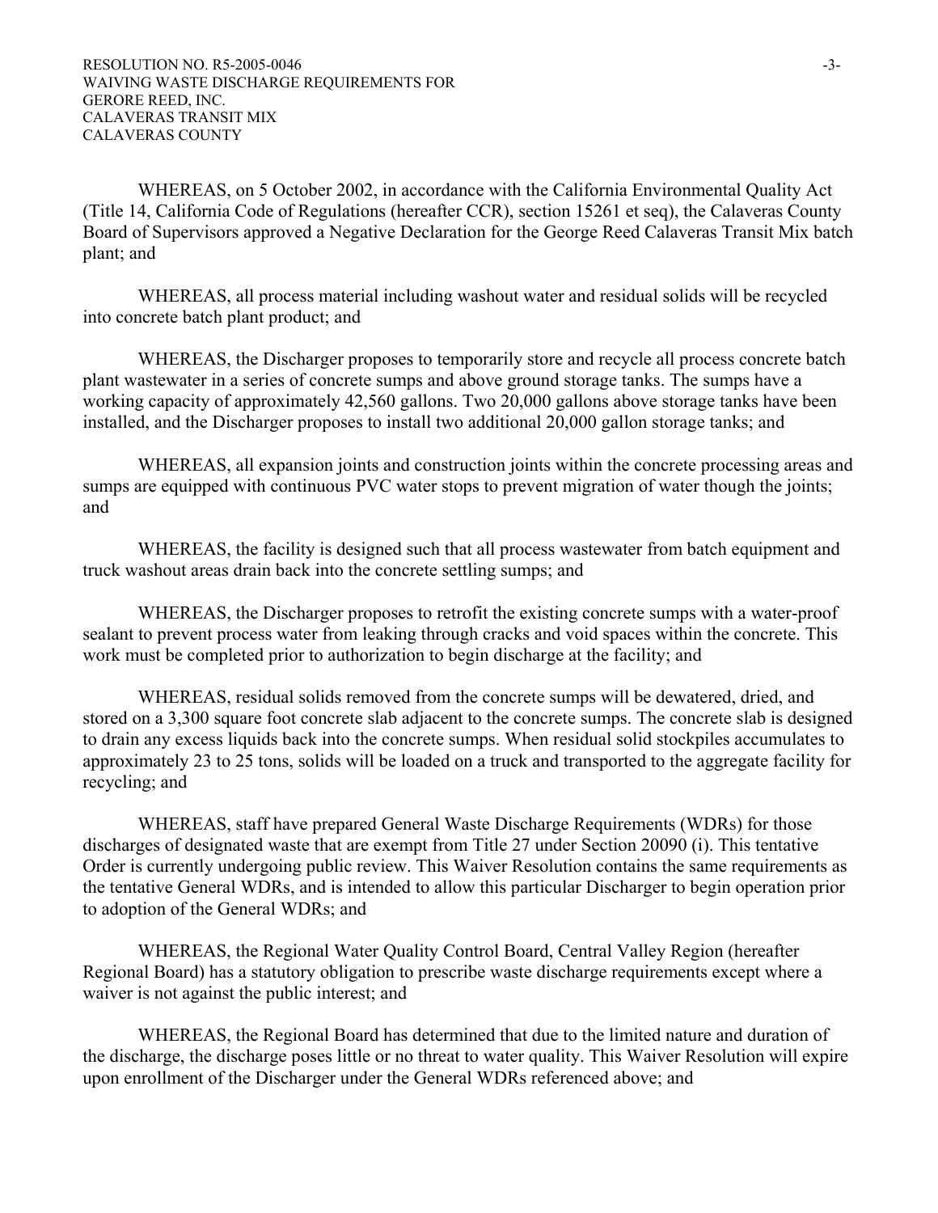WHEREAS, on 5 October 2002, in accordance with the California Environmental Quality Act (Title 14, California Code of Regulations (hereafter CCR), section 15261 et seq), the Calaveras County Board of Supervisors approved a Negative Declaration for the George Reed Calaveras Transit Mix batch plant; and

WHEREAS, all process material including washout water and residual solids will be recycled into concrete batch plant product; and

WHEREAS, the Discharger proposes to temporarily store and recycle all process concrete batch plant wastewater in a series of concrete sumps and above ground storage tanks. The sumps have a working capacity of approximately 42,560 gallons. Two 20,000 gallons above storage tanks have been installed, and the Discharger proposes to install two additional 20,000 gallon storage tanks; and

WHEREAS, all expansion joints and construction joints within the concrete processing areas and sumps are equipped with continuous PVC water stops to prevent migration of water though the joints; and

WHEREAS, the facility is designed such that all process wastewater from batch equipment and truck washout areas drain back into the concrete settling sumps; and

WHEREAS, the Discharger proposes to retrofit the existing concrete sumps with a water-proof sealant to prevent process water from leaking through cracks and void spaces within the concrete. This work must be completed prior to authorization to begin discharge at the facility; and

WHEREAS, residual solids removed from the concrete sumps will be dewatered, dried, and stored on a 3,300 square foot concrete slab adjacent to the concrete sumps. The concrete slab is designed to drain any excess liquids back into the concrete sumps. When residual solid stockpiles accumulates to approximately 23 to 25 tons, solids will be loaded on a truck and transported to the aggregate facility for recycling; and

WHEREAS, staff have prepared General Waste Discharge Requirements (WDRs) for those discharges of designated waste that are exempt from Title 27 under Section 20090 (i). This tentative Order is currently undergoing public review. This Waiver Resolution contains the same requirements as the tentative General WDRs, and is intended to allow this particular Discharger to begin operation prior to adoption of the General WDRs; and

WHEREAS, the Regional Water Quality Control Board, Central Valley Region (hereafter Regional Board) has a statutory obligation to prescribe waste discharge requirements except where a waiver is not against the public interest; and

WHEREAS, the Regional Board has determined that due to the limited nature and duration of the discharge, the discharge poses little or no threat to water quality. This Waiver Resolution will expire upon enrollment of the Discharger under the General WDRs referenced above; and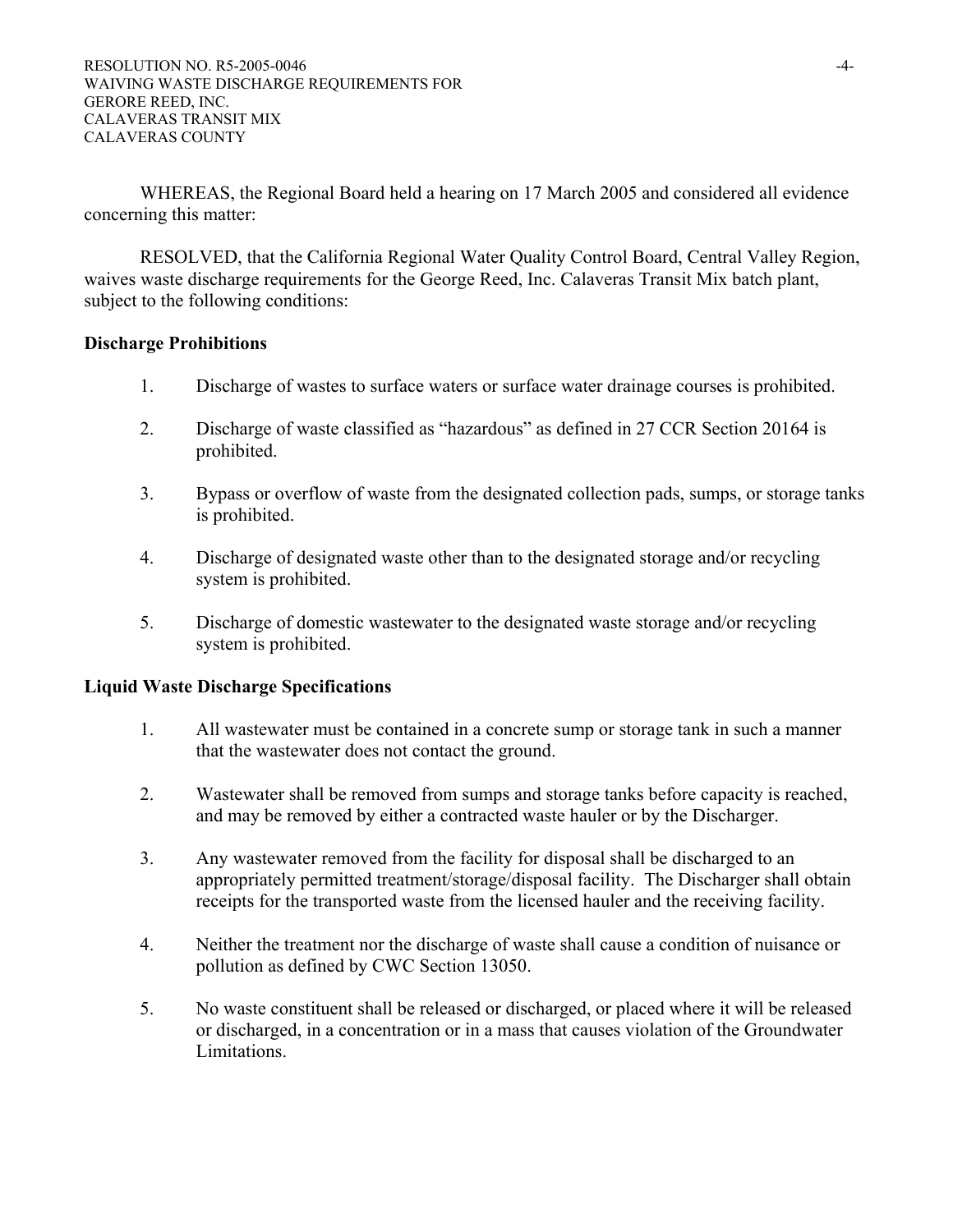WHEREAS, the Regional Board held a hearing on 17 March 2005 and considered all evidence concerning this matter:

RESOLVED, that the California Regional Water Quality Control Board, Central Valley Region, waives waste discharge requirements for the George Reed, Inc. Calaveras Transit Mix batch plant, subject to the following conditions:

**Discharge Prohibitions**

1. Discharge of wastes to surface waters or surface water drainage courses is prohibited.

2. Discharge of waste classified as "hazardous" as defined in 27 CCR Section 20164 is prohibited.

3. Bypass or overflow of waste from the designated collection pads, sumps, or storage tanks is prohibited.

4. Discharge of designated waste other than to the designated storage and/or recycling system is prohibited.

5. Discharge of domestic wastewater to the designated waste storage and/or recycling system is prohibited.

**Liquid Waste Discharge Specifications**

1. All wastewater must be contained in a concrete sump or storage tank in such a manner that the wastewater does not contact the ground.

2. Wastewater shall be removed from sumps and storage tanks before capacity is reached, and may be removed by either a contracted waste hauler or by the Discharger.

3. Any wastewater removed from the facility for disposal shall be discharged to an appropriately permitted treatment/storage/disposal facility. The Discharger shall obtain receipts for the transported waste from the licensed hauler and the receiving facility.

4. Neither the treatment nor the discharge of waste shall cause a condition of nuisance or pollution as defined by CWC Section 13050.

5. No waste constituent shall be released or discharged, or placed where it will be released or discharged, in a concentration or in a mass that causes violation of the Groundwater Limitations.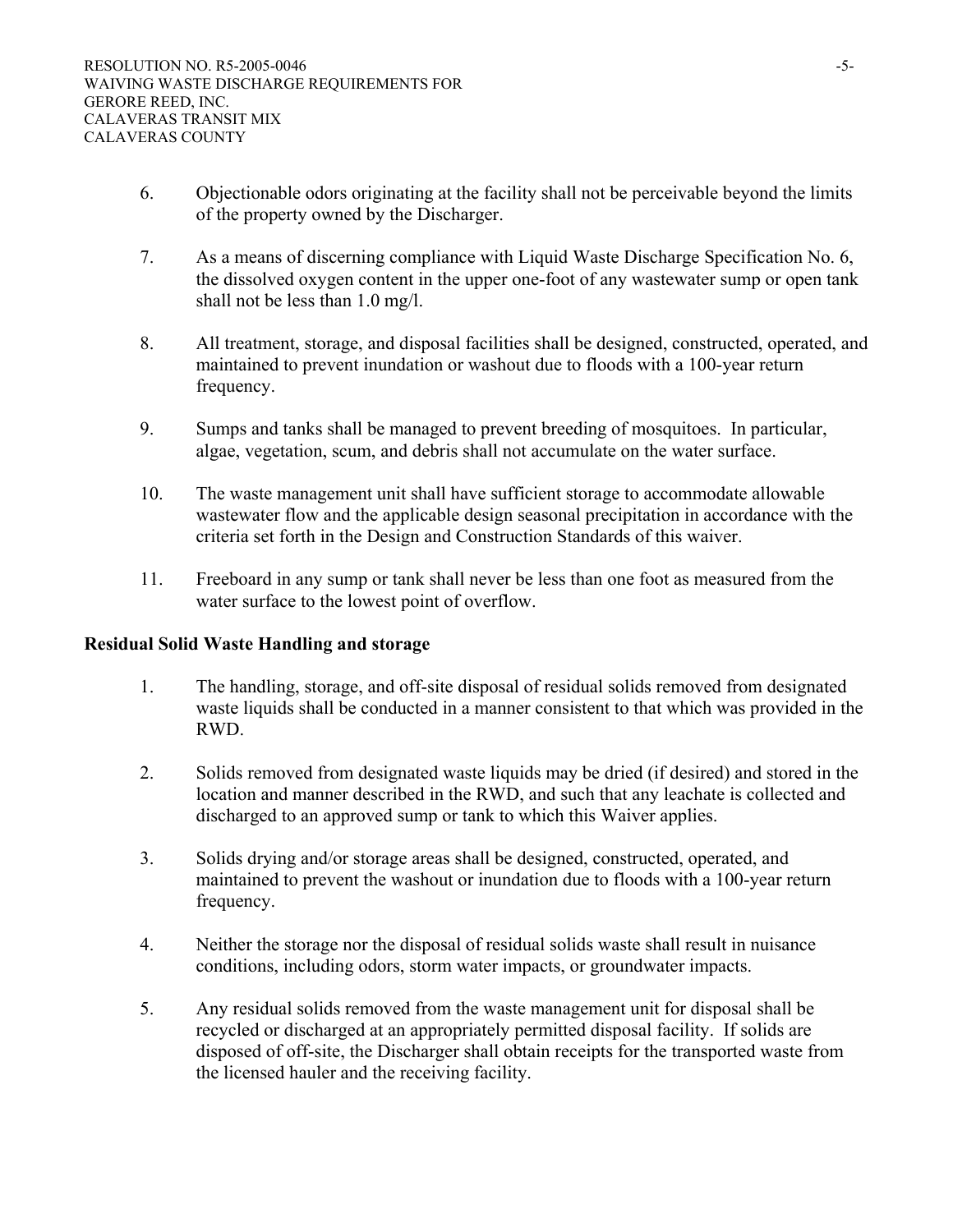6. Objectionable odors originating at the facility shall not be perceivable beyond the limits of the property owned by the Discharger.

7. As a means of discerning compliance with Liquid Waste Discharge Specification No. 6, the dissolved oxygen content in the upper one-foot of any wastewater sump or open tank shall not be less than 1.0 mg/l.

8. All treatment, storage, and disposal facilities shall be designed, constructed, operated, and maintained to prevent inundation or washout due to floods with a 100-year return frequency.

9. Sumps and tanks shall be managed to prevent breeding of mosquitoes. In particular, algae, vegetation, scum, and debris shall not accumulate on the water surface.

10. The waste management unit shall have sufficient storage to accommodate allowable wastewater flow and the applicable design seasonal precipitation in accordance with the criteria set forth in the Design and Construction Standards of this waiver.

11. Freeboard in any sump or tank shall never be less than one foot as measured from the water surface to the lowest point of overflow.

**Residual Solid Waste Handling and storage**

1. The handling, storage, and off-site disposal of residual solids removed from designated waste liquids shall be conducted in a manner consistent to that which was provided in the RWD.

2. Solids removed from designated waste liquids may be dried (if desired) and stored in the location and manner described in the RWD, and such that any leachate is collected and discharged to an approved sump or tank to which this Waiver applies.

3. Solids drying and/or storage areas shall be designed, constructed, operated, and maintained to prevent the washout or inundation due to floods with a 100-year return frequency.

4. Neither the storage nor the disposal of residual solids waste shall result in nuisance conditions, including odors, storm water impacts, or groundwater impacts.

5. Any residual solids removed from the waste management unit for disposal shall be recycled or discharged at an appropriately permitted disposal facility. If solids are disposed of off-site, the Discharger shall obtain receipts for the transported waste from the licensed hauler and the receiving facility.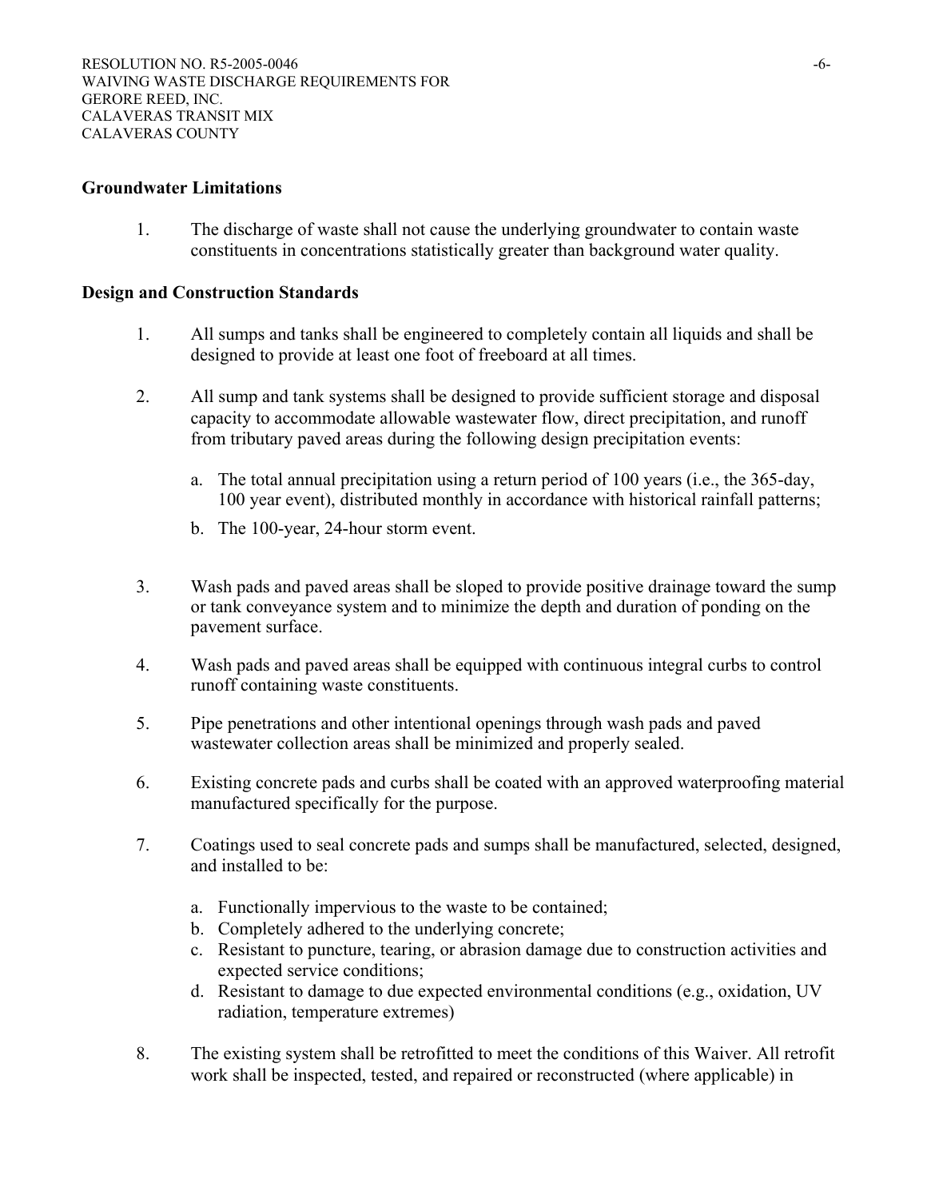## Groundwater Limitations

1. The discharge of waste shall not cause the underlying groundwater to contain waste constituents in concentrations statistically greater than background water quality.

## Design and Construction Standards

1. All sumps and tanks shall be engineered to completely contain all liquids and shall be designed to provide at least one foot of freeboard at all times.

2. All sump and tank systems shall be designed to provide sufficient storage and disposal capacity to accommodate allowable wastewater flow, direct precipitation, and runoff from tributary paved areas during the following design precipitation events:

   a. The total annual precipitation using a return period of 100 years (i.e., the 365-day, 100 year event), distributed monthly in accordance with historical rainfall patterns;

   b. The 100-year, 24-hour storm event.

3. Wash pads and paved areas shall be sloped to provide positive drainage toward the sump or tank conveyance system and to minimize the depth and duration of ponding on the pavement surface.

4. Wash pads and paved areas shall be equipped with continuous integral curbs to control runoff containing waste constituents.

5. Pipe penetrations and other intentional openings through wash pads and paved wastewater collection areas shall be minimized and properly sealed.

6. Existing concrete pads and curbs shall be coated with an approved waterproofing material manufactured specifically for the purpose.

7. Coatings used to seal concrete pads and sumps shall be manufactured, selected, designed, and installed to be:

   a. Functionally impervious to the waste to be contained;
   b. Completely adhered to the underlying concrete;
   c. Resistant to puncture, tearing, or abrasion damage due to construction activities and expected service conditions;
   d. Resistant to damage to due expected environmental conditions (e.g., oxidation, UV radiation, temperature extremes)

8. The existing system shall be retrofitted to meet the conditions of this Waiver. All retrofit work shall be inspected, tested, and repaired or reconstructed (where applicable) in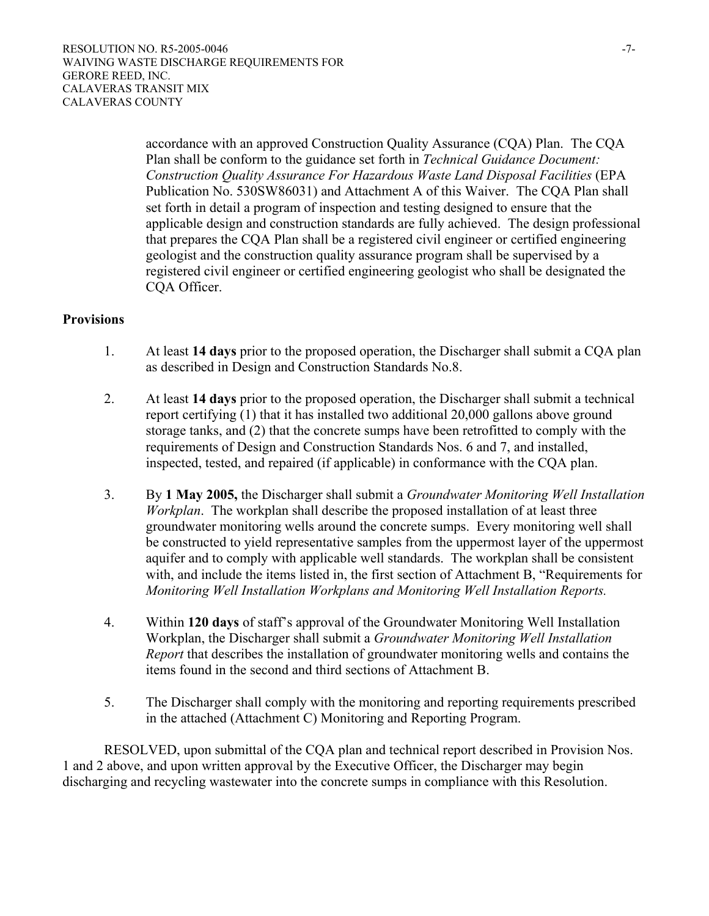accordance with an approved Construction Quality Assurance (CQA) Plan. The CQA Plan shall be conform to the guidance set forth in *Technical Guidance Document: Construction Quality Assurance For Hazardous Waste Land Disposal Facilities* (EPA Publication No. 530SW86031) and Attachment A of this Waiver. The CQA Plan shall set forth in detail a program of inspection and testing designed to ensure that the applicable design and construction standards are fully achieved. The design professional that prepares the CQA Plan shall be a registered civil engineer or certified engineering geologist and the construction quality assurance program shall be supervised by a registered civil engineer or certified engineering geologist who shall be designated the CQA Officer.

**Provisions**

1. At least **14 days** prior to the proposed operation, the Discharger shall submit a CQA plan as described in Design and Construction Standards No.8.

2. At least **14 days** prior to the proposed operation, the Discharger shall submit a technical report certifying (1) that it has installed two additional 20,000 gallons above ground storage tanks, and (2) that the concrete sumps have been retrofitted to comply with the requirements of Design and Construction Standards Nos. 6 and 7, and installed, inspected, tested, and repaired (if applicable) in conformance with the CQA plan.

3. By **1 May 2005,** the Discharger shall submit a *Groundwater Monitoring Well Installation Workplan*. The workplan shall describe the proposed installation of at least three groundwater monitoring wells around the concrete sumps. Every monitoring well shall be constructed to yield representative samples from the uppermost layer of the uppermost aquifer and to comply with applicable well standards. The workplan shall be consistent with, and include the items listed in, the first section of Attachment B, "Requirements for *Monitoring Well Installation Workplans and Monitoring Well Installation Reports.*

4. Within **120 days** of staff's approval of the Groundwater Monitoring Well Installation Workplan, the Discharger shall submit a *Groundwater Monitoring Well Installation Report* that describes the installation of groundwater monitoring wells and contains the items found in the second and third sections of Attachment B.

5. The Discharger shall comply with the monitoring and reporting requirements prescribed in the attached (Attachment C) Monitoring and Reporting Program.

RESOLVED, upon submittal of the CQA plan and technical report described in Provision Nos. 1 and 2 above, and upon written approval by the Executive Officer, the Discharger may begin discharging and recycling wastewater into the concrete sumps in compliance with this Resolution.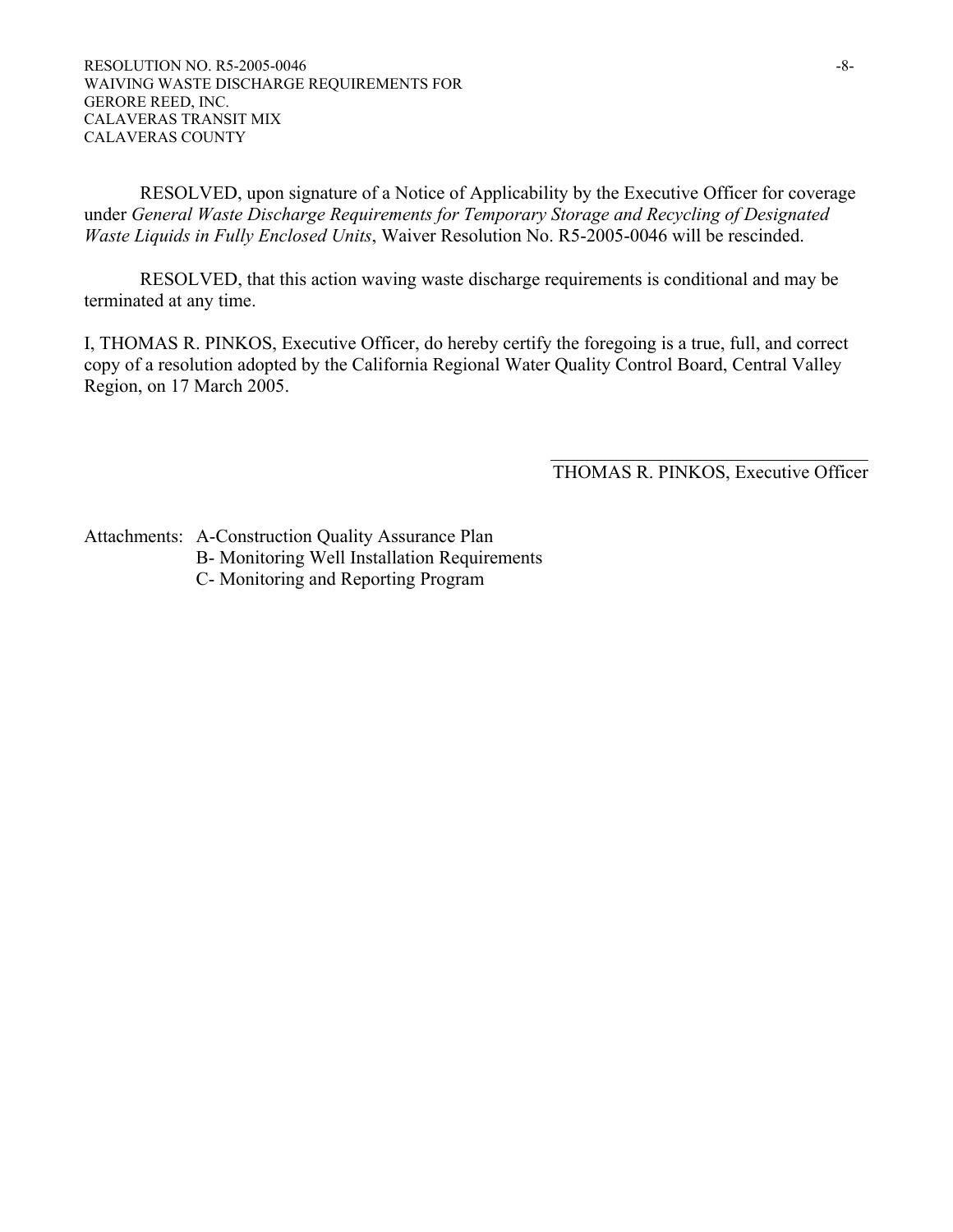RESOLVED, upon signature of a Notice of Applicability by the Executive Officer for coverage under *General Waste Discharge Requirements for Temporary Storage and Recycling of Designated Waste Liquids in Fully Enclosed Units*, Waiver Resolution No. R5-2005-0046 will be rescinded.

RESOLVED, that this action waving waste discharge requirements is conditional and may be terminated at any time.

I, THOMAS R. PINKOS, Executive Officer, do hereby certify the foregoing is a true, full, and correct copy of a resolution adopted by the California Regional Water Quality Control Board, Central Valley Region, on 17 March 2005.

THOMAS R. PINKOS, Executive Officer

Attachments: A-Construction Quality Assurance Plan
B- Monitoring Well Installation Requirements
C- Monitoring and Reporting Program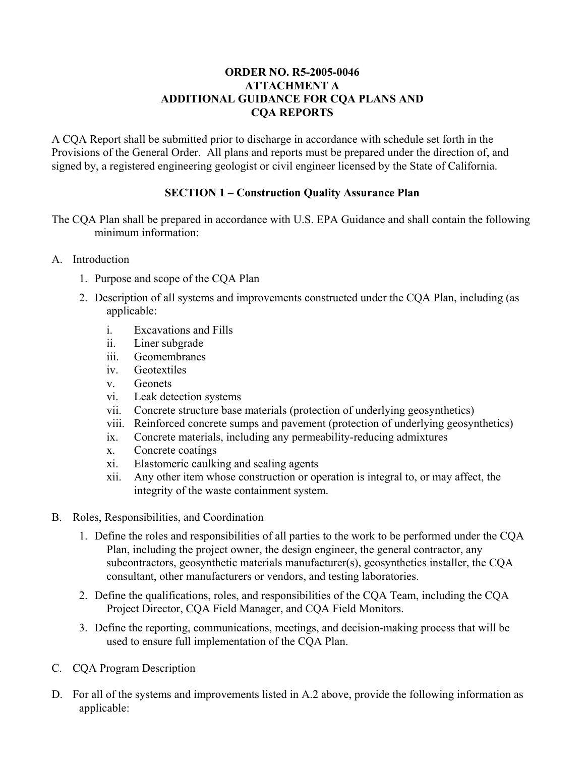**ORDER NO. R5-2005-0046**
**ATTACHMENT A**
**ADDITIONAL GUIDANCE FOR CQA PLANS AND CQA REPORTS**

A CQA Report shall be submitted prior to discharge in accordance with schedule set forth in the Provisions of the General Order. All plans and reports must be prepared under the direction of, and signed by, a registered engineering geologist or civil engineer licensed by the State of California.

**SECTION 1 – Construction Quality Assurance Plan**

The CQA Plan shall be prepared in accordance with U.S. EPA Guidance and shall contain the following minimum information:

A. Introduction

1. Purpose and scope of the CQA Plan
2. Description of all systems and improvements constructed under the CQA Plan, including (as applicable:
    i. Excavations and Fills
    ii. Liner subgrade
    iii. Geomembranes
    iv. Geotextiles
    v. Geonets
    vi. Leak detection systems
    vii. Concrete structure base materials (protection of underlying geosynthetics)
    viii. Reinforced concrete sumps and pavement (protection of underlying geosynthetics)
    ix. Concrete materials, including any permeability-reducing admixtures
    x. Concrete coatings
    xi. Elastomeric caulking and sealing agents
    xii. Any other item whose construction or operation is integral to, or may affect, the integrity of the waste containment system.

B. Roles, Responsibilities, and Coordination

1. Define the roles and responsibilities of all parties to the work to be performed under the CQA Plan, including the project owner, the design engineer, the general contractor, any subcontractors, geosynthetic materials manufacturer(s), geosynthetics installer, the CQA consultant, other manufacturers or vendors, and testing laboratories.
2. Define the qualifications, roles, and responsibilities of the CQA Team, including the CQA Project Director, CQA Field Manager, and CQA Field Monitors.
3. Define the reporting, communications, meetings, and decision-making process that will be used to ensure full implementation of the CQA Plan.

C. CQA Program Description

D. For all of the systems and improvements listed in A.2 above, provide the following information as applicable: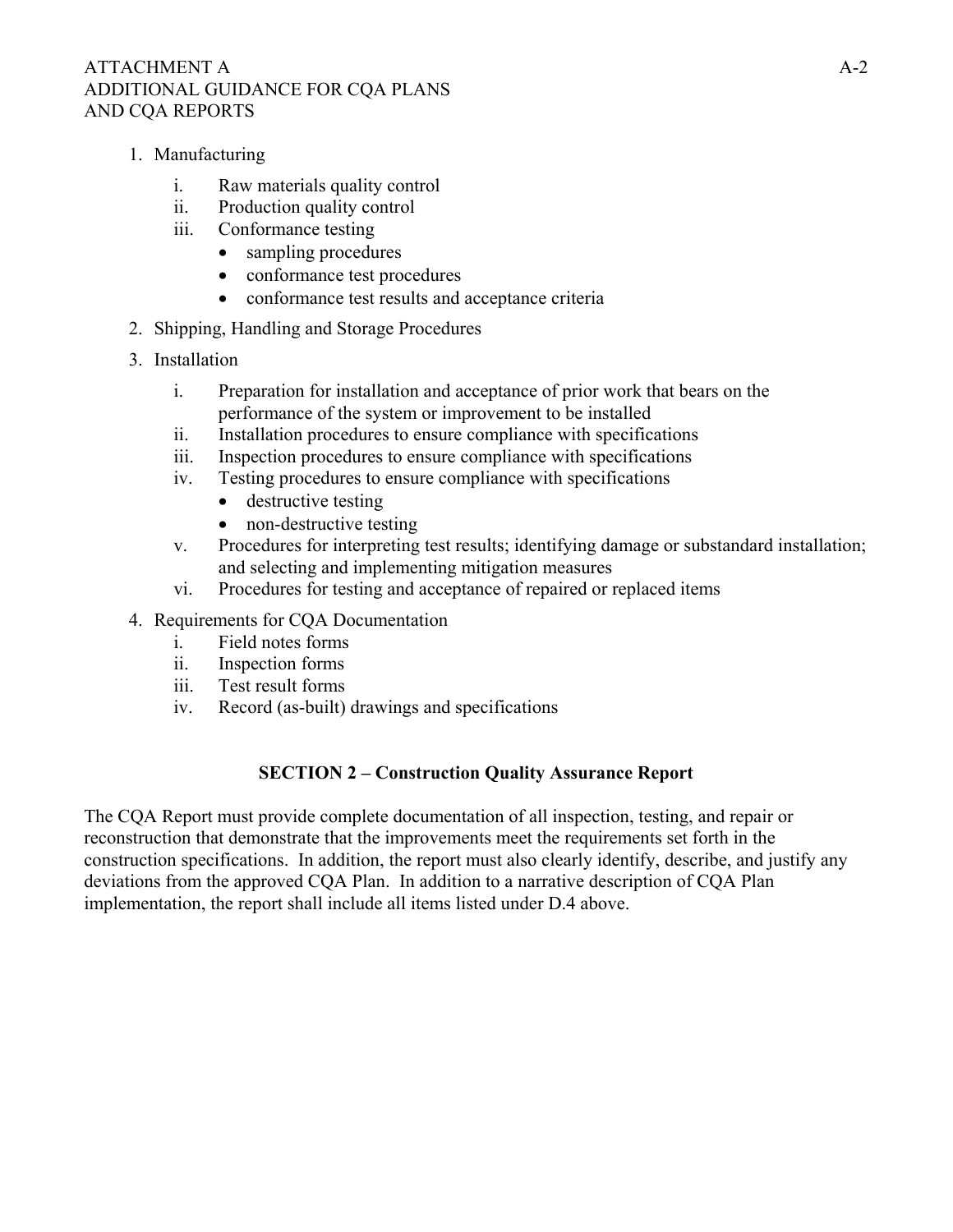1. Manufacturing
   i. Raw materials quality control
   ii. Production quality control
   iii. Conformance testing
      - sampling procedures
      - conformance test procedures
      - conformance test results and acceptance criteria

2. Shipping, Handling and Storage Procedures

3. Installation
   i. Preparation for installation and acceptance of prior work that bears on the performance of the system or improvement to be installed
   ii. Installation procedures to ensure compliance with specifications
   iii. Inspection procedures to ensure compliance with specifications
   iv. Testing procedures to ensure compliance with specifications
      - destructive testing
      - non-destructive testing
   v. Procedures for interpreting test results; identifying damage or substandard installation; and selecting and implementing mitigation measures
   vi. Procedures for testing and acceptance of repaired or replaced items

4. Requirements for CQA Documentation
   i. Field notes forms
   ii. Inspection forms
   iii. Test result forms
   iv. Record (as-built) drawings and specifications

## SECTION 2 – Construction Quality Assurance Report

The CQA Report must provide complete documentation of all inspection, testing, and repair or reconstruction that demonstrate that the improvements meet the requirements set forth in the construction specifications. In addition, the report must also clearly identify, describe, and justify any deviations from the approved CQA Plan. In addition to a narrative description of CQA Plan implementation, the report shall include all items listed under D.4 above.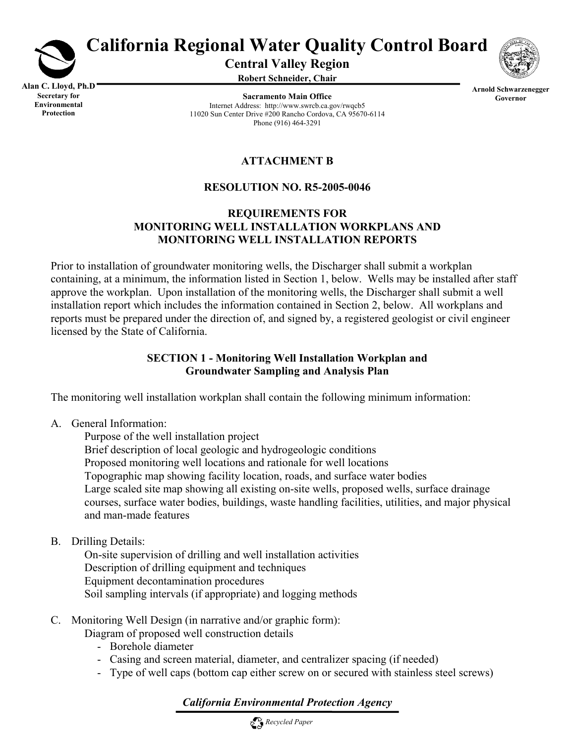# California Regional Water Quality Control Board

**Central Valley Region**

**Robert Schneider, Chair**

**Alan C. Lloyd, Ph.D**
**Secretary for Environmental Protection**

**Sacramento Main Office**
Internet Address: http://www.swrcb.ca.gov/rwqcb5
11020 Sun Center Drive #200 Rancho Cordova, CA 95670-6114
Phone (916) 464-3291

**Arnold Schwarzenegger**
**Governor**

## ATTACHMENT B

## RESOLUTION NO. R5-2005-0046

## REQUIREMENTS FOR MONITORING WELL INSTALLATION WORKPLANS AND MONITORING WELL INSTALLATION REPORTS

Prior to installation of groundwater monitoring wells, the Discharger shall submit a workplan containing, at a minimum, the information listed in Section 1, below. Wells may be installed after staff approve the workplan. Upon installation of the monitoring wells, the Discharger shall submit a well installation report which includes the information contained in Section 2, below. All workplans and reports must be prepared under the direction of, and signed by, a registered geologist or civil engineer licensed by the State of California.

### SECTION 1 - Monitoring Well Installation Workplan and Groundwater Sampling and Analysis Plan

The monitoring well installation workplan shall contain the following minimum information:

A. General Information:
   - Purpose of the well installation project
   - Brief description of local geologic and hydrogeologic conditions
   - Proposed monitoring well locations and rationale for well locations
   - Topographic map showing facility location, roads, and surface water bodies
   - Large scaled site map showing all existing on-site wells, proposed wells, surface drainage courses, surface water bodies, buildings, waste handling facilities, utilities, and major physical and man-made features

B. Drilling Details:
   - On-site supervision of drilling and well installation activities
   - Description of drilling equipment and techniques
   - Equipment decontamination procedures
   - Soil sampling intervals (if appropriate) and logging methods

C. Monitoring Well Design (in narrative and/or graphic form):
   - Diagram of proposed well construction details
     - Borehole diameter
     - Casing and screen material, diameter, and centralizer spacing (if needed)
     - Type of well caps (bottom cap either screw on or secured with stainless steel screws)

*California Environmental Protection Agency*

*Recycled Paper*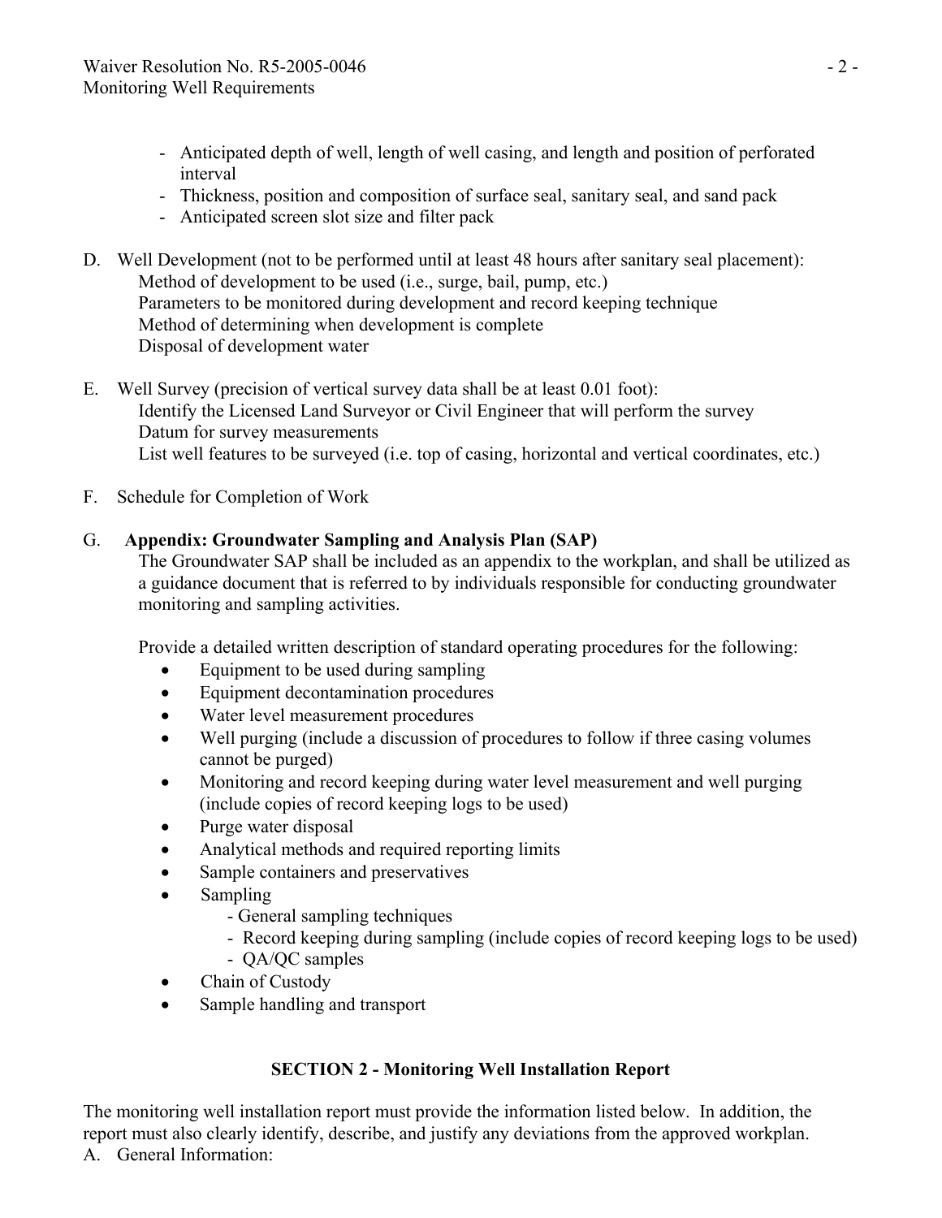- Anticipated depth of well, length of well casing, and length and position of perforated interval
- Thickness, position and composition of surface seal, sanitary seal, and sand pack
- Anticipated screen slot size and filter pack

D. Well Development (not to be performed until at least 48 hours after sanitary seal placement):
   Method of development to be used (i.e., surge, bail, pump, etc.)
   Parameters to be monitored during development and record keeping technique
   Method of determining when development is complete
   Disposal of development water

E. Well Survey (precision of vertical survey data shall be at least 0.01 foot):
   Identify the Licensed Land Surveyor or Civil Engineer that will perform the survey
   Datum for survey measurements
   List well features to be surveyed (i.e. top of casing, horizontal and vertical coordinates, etc.)

F. Schedule for Completion of Work

G. **Appendix: Groundwater Sampling and Analysis Plan (SAP)**
   The Groundwater SAP shall be included as an appendix to the workplan, and shall be utilized as a guidance document that is referred to by individuals responsible for conducting groundwater monitoring and sampling activities.

   Provide a detailed written description of standard operating procedures for the following:

   - Equipment to be used during sampling
   - Equipment decontamination procedures
   - Water level measurement procedures
   - Well purging (include a discussion of procedures to follow if three casing volumes cannot be purged)
   - Monitoring and record keeping during water level measurement and well purging (include copies of record keeping logs to be used)
   - Purge water disposal
   - Analytical methods and required reporting limits
   - Sample containers and preservatives
   - Sampling
     - General sampling techniques
     - Record keeping during sampling (include copies of record keeping logs to be used)
     - QA/QC samples
   - Chain of Custody
   - Sample handling and transport

## SECTION 2 - Monitoring Well Installation Report

The monitoring well installation report must provide the information listed below. In addition, the report must also clearly identify, describe, and justify any deviations from the approved workplan.

A. General Information: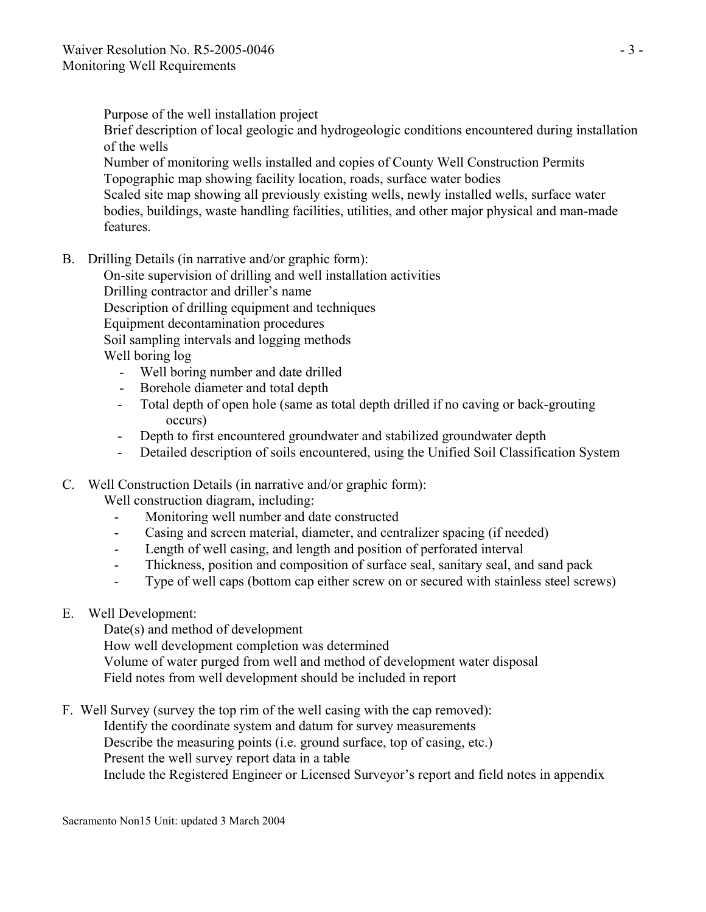Purpose of the well installation project
Brief description of local geologic and hydrogeologic conditions encountered during installation of the wells
Number of monitoring wells installed and copies of County Well Construction Permits
Topographic map showing facility location, roads, surface water bodies
Scaled site map showing all previously existing wells, newly installed wells, surface water bodies, buildings, waste handling facilities, utilities, and other major physical and man-made features.

B. Drilling Details (in narrative and/or graphic form):

On-site supervision of drilling and well installation activities
Drilling contractor and driller's name
Description of drilling equipment and techniques
Equipment decontamination procedures
Soil sampling intervals and logging methods
Well boring log

- Well boring number and date drilled
- Borehole diameter and total depth
- Total depth of open hole (same as total depth drilled if no caving or back-grouting occurs)
- Depth to first encountered groundwater and stabilized groundwater depth
- Detailed description of soils encountered, using the Unified Soil Classification System

C. Well Construction Details (in narrative and/or graphic form):

Well construction diagram, including:

- Monitoring well number and date constructed
- Casing and screen material, diameter, and centralizer spacing (if needed)
- Length of well casing, and length and position of perforated interval
- Thickness, position and composition of surface seal, sanitary seal, and sand pack
- Type of well caps (bottom cap either screw on or secured with stainless steel screws)

E. Well Development:

Date(s) and method of development
How well development completion was determined
Volume of water purged from well and method of development water disposal
Field notes from well development should be included in report

F. Well Survey (survey the top rim of the well casing with the cap removed):

Identify the coordinate system and datum for survey measurements
Describe the measuring points (i.e. ground surface, top of casing, etc.)
Present the well survey report data in a table
Include the Registered Engineer or Licensed Surveyor's report and field notes in appendix

Sacramento Non15 Unit: updated 3 March 2004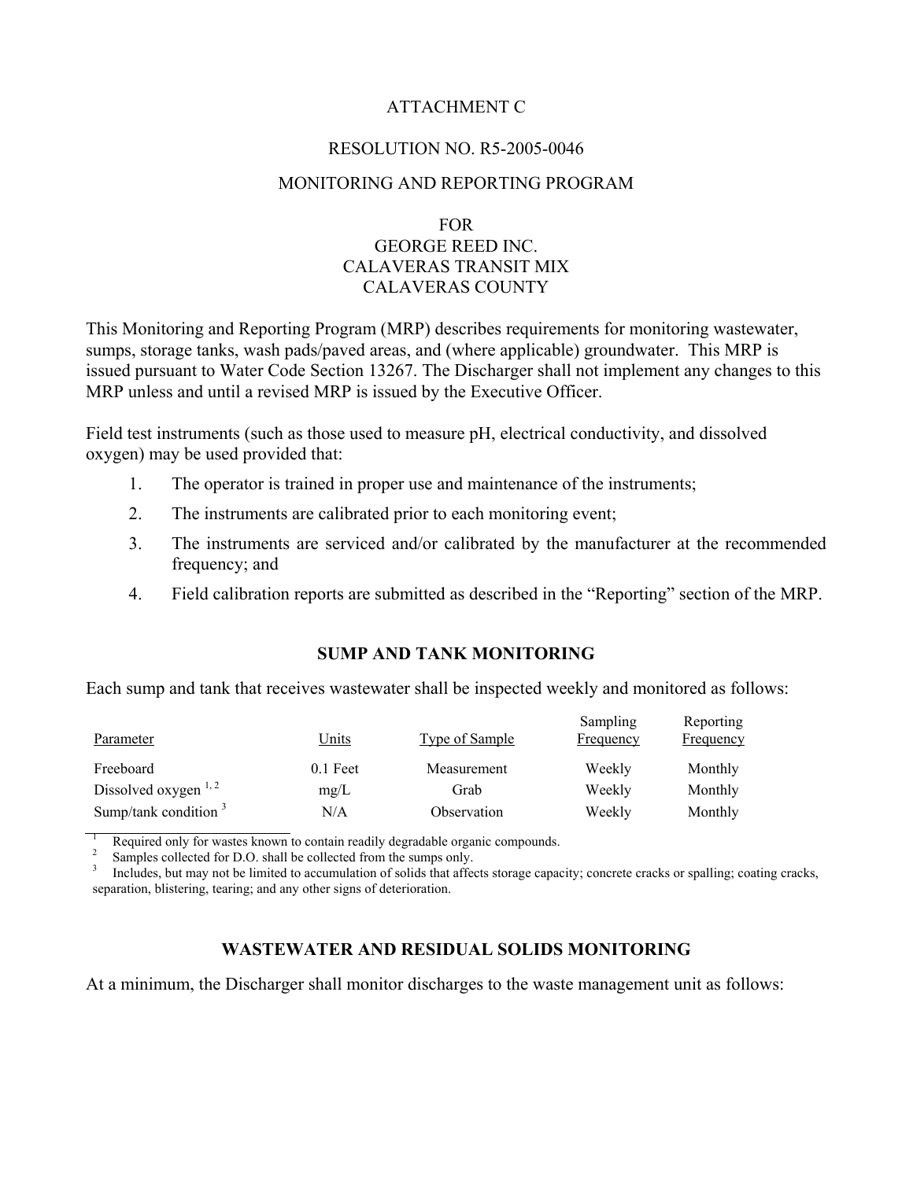ATTACHMENT C

RESOLUTION NO. R5-2005-0046

MONITORING AND REPORTING PROGRAM

FOR
GEORGE REED INC.
CALAVERAS TRANSIT MIX
CALAVERAS COUNTY

This Monitoring and Reporting Program (MRP) describes requirements for monitoring wastewater, sumps, storage tanks, wash pads/paved areas, and (where applicable) groundwater. This MRP is issued pursuant to Water Code Section 13267. The Discharger shall not implement any changes to this MRP unless and until a revised MRP is issued by the Executive Officer.

Field test instruments (such as those used to measure pH, electrical conductivity, and dissolved oxygen) may be used provided that:

1. The operator is trained in proper use and maintenance of the instruments;
2. The instruments are calibrated prior to each monitoring event;
3. The instruments are serviced and/or calibrated by the manufacturer at the recommended frequency; and
4. Field calibration reports are submitted as described in the "Reporting" section of the MRP.

## SUMP AND TANK MONITORING

Each sump and tank that receives wastewater shall be inspected weekly and monitored as follows:

| Parameter | Units | Type of Sample | Sampling Frequency | Reporting Frequency |
|---|---|---|---|---|
| Freeboard | 0.1 Feet | Measurement | Weekly | Monthly |
| Dissolved oxygen [1, 2] | mg/L | Grab | Weekly | Monthly |
| Sump/tank condition [3] | N/A | Observation | Weekly | Monthly |

[1] Required only for wastes known to contain readily degradable organic compounds.
[2] Samples collected for D.O. shall be collected from the sumps only.
[3] Includes, but may not be limited to accumulation of solids that affects storage capacity; concrete cracks or spalling; coating cracks, separation, blistering, tearing; and any other signs of deterioration.

## WASTEWATER AND RESIDUAL SOLIDS MONITORING

At a minimum, the Discharger shall monitor discharges to the waste management unit as follows: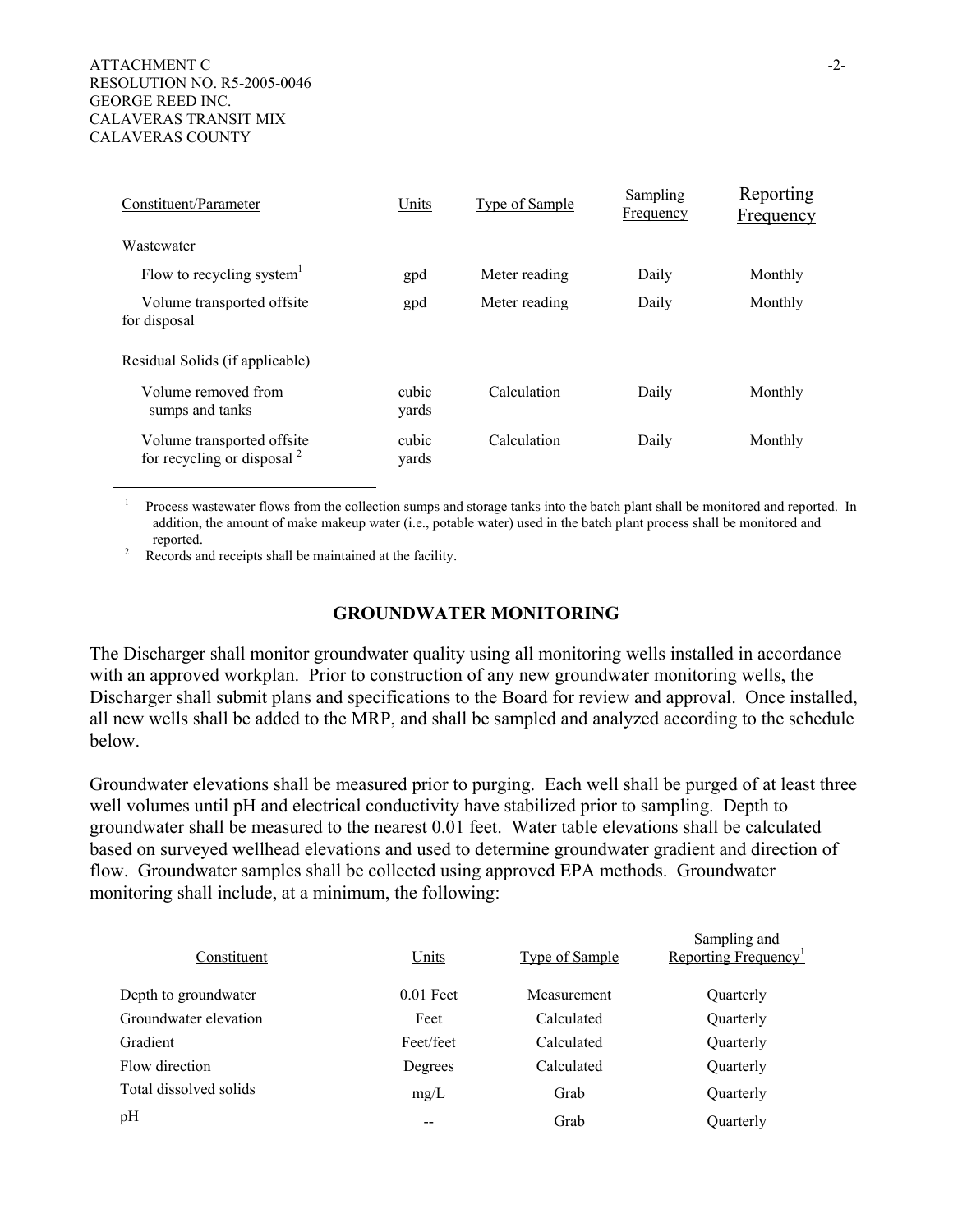| Constituent/Parameter | Units | Type of Sample | Sampling Frequency | Reporting Frequency |
|---|---|---|---|---|
| Wastewater | | | | |
| Flow to recycling system[1] | gpd | Meter reading | Daily | Monthly |
| Volume transported offsite for disposal | gpd | Meter reading | Daily | Monthly |
| Residual Solids (if applicable) | | | | |
| Volume removed from sumps and tanks | cubic yards | Calculation | Daily | Monthly |
| Volume transported offsite for recycling or disposal [2] | cubic yards | Calculation | Daily | Monthly |

[1] Process wastewater flows from the collection sumps and storage tanks into the batch plant shall be monitored and reported. In addition, the amount of make makeup water (i.e., potable water) used in the batch plant process shall be monitored and reported.

[2] Records and receipts shall be maintained at the facility.

## GROUNDWATER MONITORING

The Discharger shall monitor groundwater quality using all monitoring wells installed in accordance with an approved workplan. Prior to construction of any new groundwater monitoring wells, the Discharger shall submit plans and specifications to the Board for review and approval. Once installed, all new wells shall be added to the MRP, and shall be sampled and analyzed according to the schedule below.

Groundwater elevations shall be measured prior to purging. Each well shall be purged of at least three well volumes until pH and electrical conductivity have stabilized prior to sampling. Depth to groundwater shall be measured to the nearest 0.01 feet. Water table elevations shall be calculated based on surveyed wellhead elevations and used to determine groundwater gradient and direction of flow. Groundwater samples shall be collected using approved EPA methods. Groundwater monitoring shall include, at a minimum, the following:

| Constituent | Units | Type of Sample | Sampling and Reporting Frequency[1] |
|---|---|---|---|
| Depth to groundwater | 0.01 Feet | Measurement | Quarterly |
| Groundwater elevation | Feet | Calculated | Quarterly |
| Gradient | Feet/feet | Calculated | Quarterly |
| Flow direction | Degrees | Calculated | Quarterly |
| Total dissolved solids | mg/L | Grab | Quarterly |
| pH | -- | Grab | Quarterly |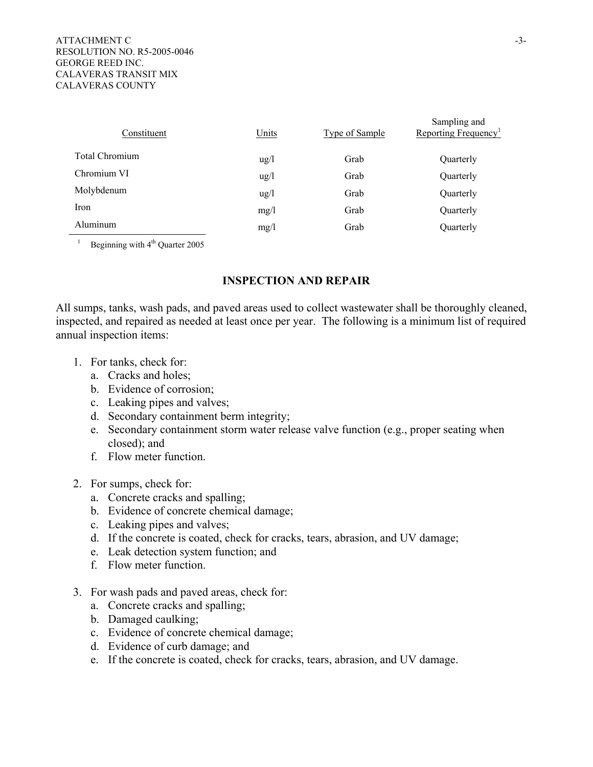| Constituent | Units | Type of Sample | Sampling and Reporting Frequency[1] |
| --- | --- | --- | --- |
| Total Chromium | ug/l | Grab | Quarterly |
| Chromium VI | ug/l | Grab | Quarterly |
| Molybdenum | ug/l | Grab | Quarterly |
| Iron | mg/l | Grab | Quarterly |
| Aluminum | mg/l | Grab | Quarterly |

[1] Beginning with 4th Quarter 2005

## INSPECTION AND REPAIR

All sumps, tanks, wash pads, and paved areas used to collect wastewater shall be thoroughly cleaned, inspected, and repaired as needed at least once per year. The following is a minimum list of required annual inspection items:

1. For tanks, check for:
   a. Cracks and holes;
   b. Evidence of corrosion;
   c. Leaking pipes and valves;
   d. Secondary containment berm integrity;
   e. Secondary containment storm water release valve function (e.g., proper seating when closed); and
   f. Flow meter function.

2. For sumps, check for:
   a. Concrete cracks and spalling;
   b. Evidence of concrete chemical damage;
   c. Leaking pipes and valves;
   d. If the concrete is coated, check for cracks, tears, abrasion, and UV damage;
   e. Leak detection system function; and
   f. Flow meter function.

3. For wash pads and paved areas, check for:
   a. Concrete cracks and spalling;
   b. Damaged caulking;
   c. Evidence of concrete chemical damage;
   d. Evidence of curb damage; and
   e. If the concrete is coated, check for cracks, tears, abrasion, and UV damage.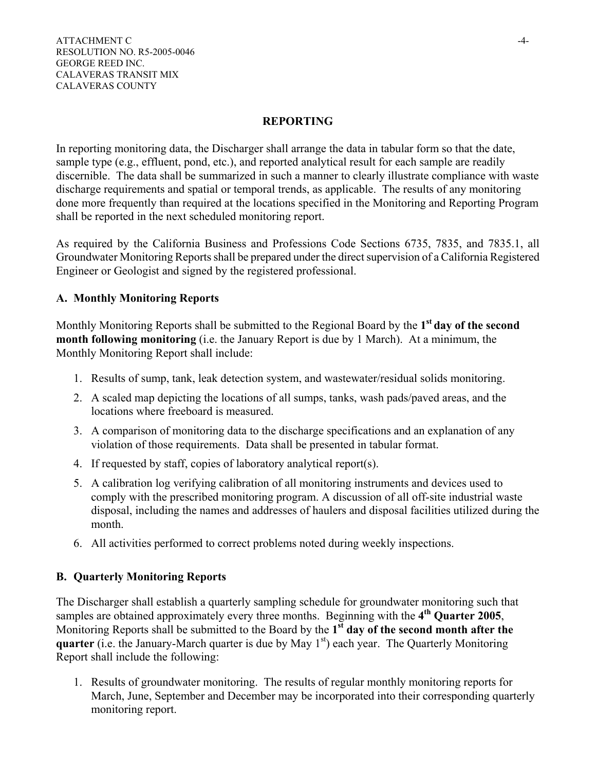## REPORTING

In reporting monitoring data, the Discharger shall arrange the data in tabular form so that the date, sample type (e.g., effluent, pond, etc.), and reported analytical result for each sample are readily discernible. The data shall be summarized in such a manner to clearly illustrate compliance with waste discharge requirements and spatial or temporal trends, as applicable. The results of any monitoring done more frequently than required at the locations specified in the Monitoring and Reporting Program shall be reported in the next scheduled monitoring report.

As required by the California Business and Professions Code Sections 6735, 7835, and 7835.1, all Groundwater Monitoring Reports shall be prepared under the direct supervision of a California Registered Engineer or Geologist and signed by the registered professional.

### A. Monthly Monitoring Reports

Monthly Monitoring Reports shall be submitted to the Regional Board by the **1st day of the second month following monitoring** (i.e. the January Report is due by 1 March). At a minimum, the Monthly Monitoring Report shall include:

1. Results of sump, tank, leak detection system, and wastewater/residual solids monitoring.
2. A scaled map depicting the locations of all sumps, tanks, wash pads/paved areas, and the locations where freeboard is measured.
3. A comparison of monitoring data to the discharge specifications and an explanation of any violation of those requirements. Data shall be presented in tabular format.
4. If requested by staff, copies of laboratory analytical report(s).
5. A calibration log verifying calibration of all monitoring instruments and devices used to comply with the prescribed monitoring program. A discussion of all off-site industrial waste disposal, including the names and addresses of haulers and disposal facilities utilized during the month.
6. All activities performed to correct problems noted during weekly inspections.

### B. Quarterly Monitoring Reports

The Discharger shall establish a quarterly sampling schedule for groundwater monitoring such that samples are obtained approximately every three months. Beginning with the **4th Quarter 2005**, Monitoring Reports shall be submitted to the Board by the **1st day of the second month after the quarter** (i.e. the January-March quarter is due by May 1st) each year. The Quarterly Monitoring Report shall include the following:

1. Results of groundwater monitoring. The results of regular monthly monitoring reports for March, June, September and December may be incorporated into their corresponding quarterly monitoring report.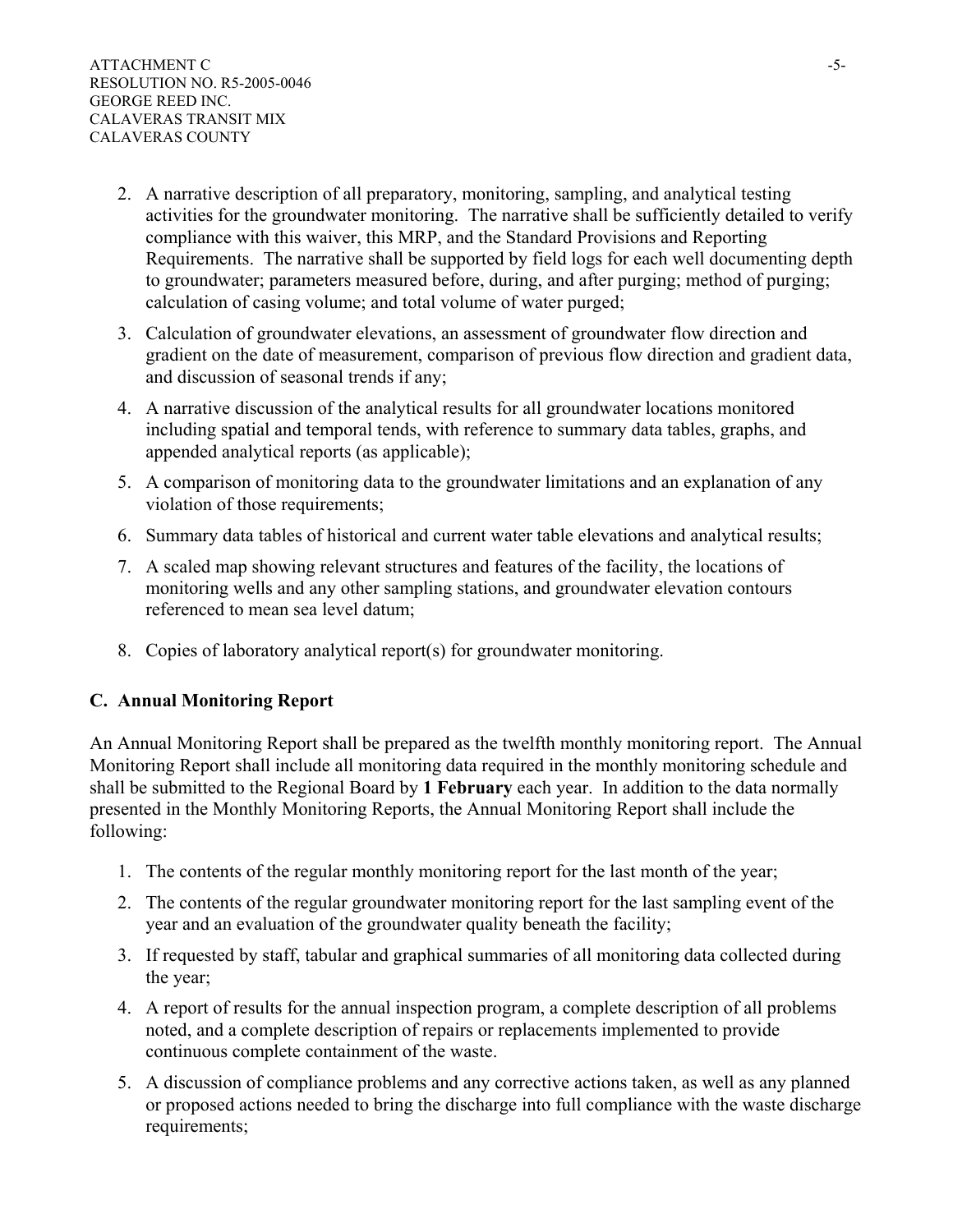2. A narrative description of all preparatory, monitoring, sampling, and analytical testing activities for the groundwater monitoring. The narrative shall be sufficiently detailed to verify compliance with this waiver, this MRP, and the Standard Provisions and Reporting Requirements. The narrative shall be supported by field logs for each well documenting depth to groundwater; parameters measured before, during, and after purging; method of purging; calculation of casing volume; and total volume of water purged;
3. Calculation of groundwater elevations, an assessment of groundwater flow direction and gradient on the date of measurement, comparison of previous flow direction and gradient data, and discussion of seasonal trends if any;
4. A narrative discussion of the analytical results for all groundwater locations monitored including spatial and temporal tends, with reference to summary data tables, graphs, and appended analytical reports (as applicable);
5. A comparison of monitoring data to the groundwater limitations and an explanation of any violation of those requirements;
6. Summary data tables of historical and current water table elevations and analytical results;
7. A scaled map showing relevant structures and features of the facility, the locations of monitoring wells and any other sampling stations, and groundwater elevation contours referenced to mean sea level datum;
8. Copies of laboratory analytical report(s) for groundwater monitoring.

## C. Annual Monitoring Report

An Annual Monitoring Report shall be prepared as the twelfth monthly monitoring report. The Annual Monitoring Report shall include all monitoring data required in the monthly monitoring schedule and shall be submitted to the Regional Board by **1 February** each year. In addition to the data normally presented in the Monthly Monitoring Reports, the Annual Monitoring Report shall include the following:

1. The contents of the regular monthly monitoring report for the last month of the year;
2. The contents of the regular groundwater monitoring report for the last sampling event of the year and an evaluation of the groundwater quality beneath the facility;
3. If requested by staff, tabular and graphical summaries of all monitoring data collected during the year;
4. A report of results for the annual inspection program, a complete description of all problems noted, and a complete description of repairs or replacements implemented to provide continuous complete containment of the waste.
5. A discussion of compliance problems and any corrective actions taken, as well as any planned or proposed actions needed to bring the discharge into full compliance with the waste discharge requirements;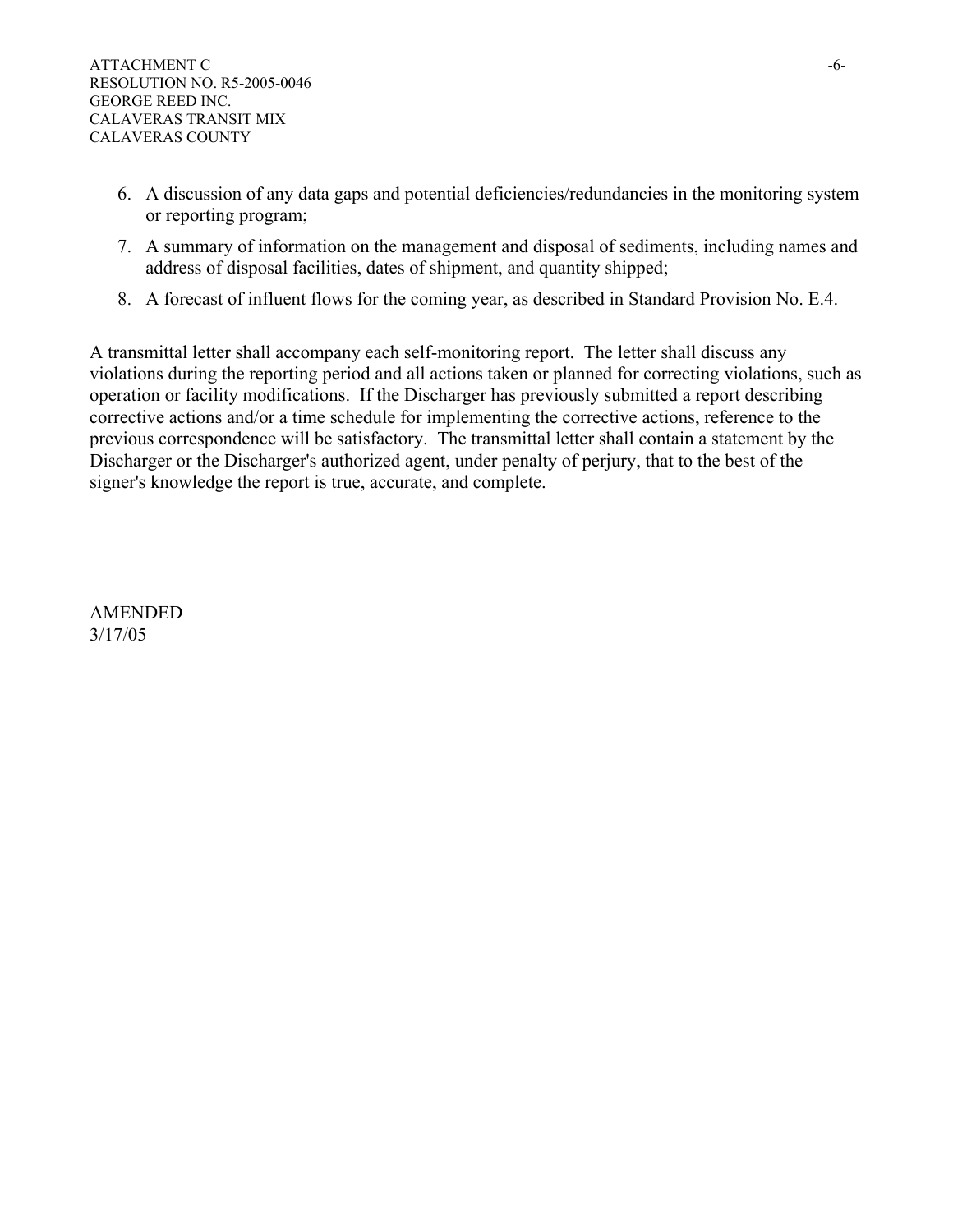6. A discussion of any data gaps and potential deficiencies/redundancies in the monitoring system or reporting program;
7. A summary of information on the management and disposal of sediments, including names and address of disposal facilities, dates of shipment, and quantity shipped;
8. A forecast of influent flows for the coming year, as described in Standard Provision No. E.4.

A transmittal letter shall accompany each self-monitoring report. The letter shall discuss any violations during the reporting period and all actions taken or planned for correcting violations, such as operation or facility modifications. If the Discharger has previously submitted a report describing corrective actions and/or a time schedule for implementing the corrective actions, reference to the previous correspondence will be satisfactory. The transmittal letter shall contain a statement by the Discharger or the Discharger's authorized agent, under penalty of perjury, that to the best of the signer's knowledge the report is true, accurate, and complete.

AMENDED
3/17/05